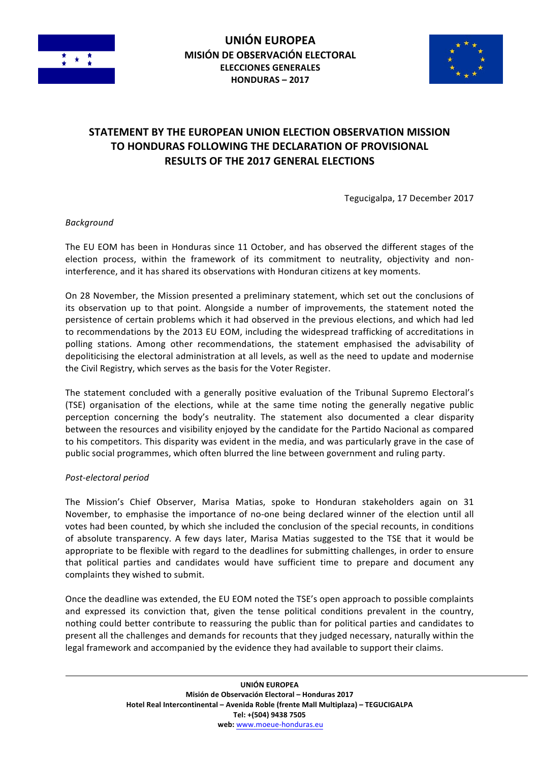**UNIÓN EUROPEA**
**MISIÓN DE OBSERVACIÓN ELECTORAL**
**ELECCIONES GENERALES**
**HONDURAS – 2017**

# STATEMENT BY THE EUROPEAN UNION ELECTION OBSERVATION MISSION TO HONDURAS FOLLOWING THE DECLARATION OF PROVISIONAL RESULTS OF THE 2017 GENERAL ELECTIONS

Tegucigalpa, 17 December 2017

*Background*

The EU EOM has been in Honduras since 11 October, and has observed the different stages of the election process, within the framework of its commitment to neutrality, objectivity and non-interference, and it has shared its observations with Honduran citizens at key moments.

On 28 November, the Mission presented a preliminary statement, which set out the conclusions of its observation up to that point. Alongside a number of improvements, the statement noted the persistence of certain problems which it had observed in the previous elections, and which had led to recommendations by the 2013 EU EOM, including the widespread trafficking of accreditations in polling stations. Among other recommendations, the statement emphasised the advisability of depoliticising the electoral administration at all levels, as well as the need to update and modernise the Civil Registry, which serves as the basis for the Voter Register.

The statement concluded with a generally positive evaluation of the Tribunal Supremo Electoral's (TSE) organisation of the elections, while at the same time noting the generally negative public perception concerning the body's neutrality. The statement also documented a clear disparity between the resources and visibility enjoyed by the candidate for the Partido Nacional as compared to his competitors. This disparity was evident in the media, and was particularly grave in the case of public social programmes, which often blurred the line between government and ruling party.

*Post-electoral period*

The Mission's Chief Observer, Marisa Matias, spoke to Honduran stakeholders again on 31 November, to emphasise the importance of no-one being declared winner of the election until all votes had been counted, by which she included the conclusion of the special recounts, in conditions of absolute transparency. A few days later, Marisa Matias suggested to the TSE that it would be appropriate to be flexible with regard to the deadlines for submitting challenges, in order to ensure that political parties and candidates would have sufficient time to prepare and document any complaints they wished to submit.

Once the deadline was extended, the EU EOM noted the TSE's open approach to possible complaints and expressed its conviction that, given the tense political conditions prevalent in the country, nothing could better contribute to reassuring the public than for political parties and candidates to present all the challenges and demands for recounts that they judged necessary, naturally within the legal framework and accompanied by the evidence they had available to support their claims.

**UNIÓN EUROPEA**
**Misión de Observación Electoral – Honduras 2017**
**Hotel Real Intercontinental – Avenida Roble (frente Mall Multiplaza) – TEGUCIGALPA**
**Tel: +(504) 9438 7505**
**web:** www.moeue-honduras.eu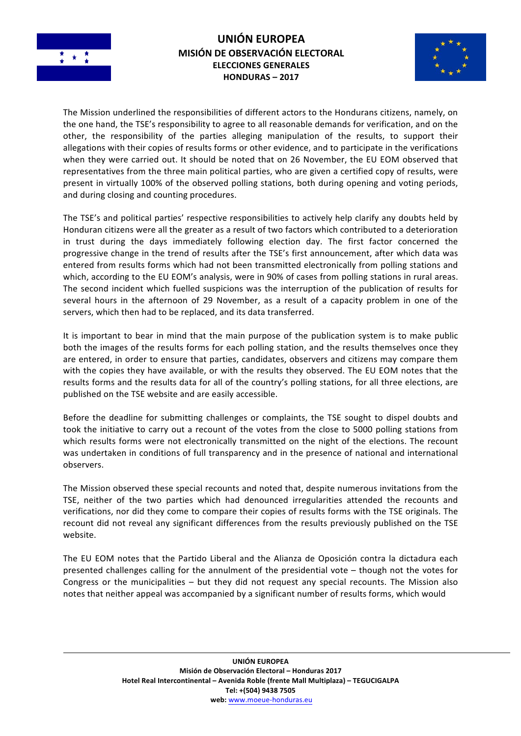The Mission underlined the responsibilities of different actors to the Hondurans citizens, namely, on the one hand, the TSE's responsibility to agree to all reasonable demands for verification, and on the other, the responsibility of the parties alleging manipulation of the results, to support their allegations with their copies of results forms or other evidence, and to participate in the verifications when they were carried out. It should be noted that on 26 November, the EU EOM observed that representatives from the three main political parties, who are given a certified copy of results, were present in virtually 100% of the observed polling stations, both during opening and voting periods, and during closing and counting procedures.

The TSE's and political parties' respective responsibilities to actively help clarify any doubts held by Honduran citizens were all the greater as a result of two factors which contributed to a deterioration in trust during the days immediately following election day. The first factor concerned the progressive change in the trend of results after the TSE's first announcement, after which data was entered from results forms which had not been transmitted electronically from polling stations and which, according to the EU EOM's analysis, were in 90% of cases from polling stations in rural areas. The second incident which fuelled suspicions was the interruption of the publication of results for several hours in the afternoon of 29 November, as a result of a capacity problem in one of the servers, which then had to be replaced, and its data transferred.

It is important to bear in mind that the main purpose of the publication system is to make public both the images of the results forms for each polling station, and the results themselves once they are entered, in order to ensure that parties, candidates, observers and citizens may compare them with the copies they have available, or with the results they observed. The EU EOM notes that the results forms and the results data for all of the country's polling stations, for all three elections, are published on the TSE website and are easily accessible.

Before the deadline for submitting challenges or complaints, the TSE sought to dispel doubts and took the initiative to carry out a recount of the votes from the close to 5000 polling stations from which results forms were not electronically transmitted on the night of the elections. The recount was undertaken in conditions of full transparency and in the presence of national and international observers.

The Mission observed these special recounts and noted that, despite numerous invitations from the TSE, neither of the two parties which had denounced irregularities attended the recounts and verifications, nor did they come to compare their copies of results forms with the TSE originals. The recount did not reveal any significant differences from the results previously published on the TSE website.

The EU EOM notes that the Partido Liberal and the Alianza de Oposición contra la dictadura each presented challenges calling for the annulment of the presidential vote – though not the votes for Congress or the municipalities – but they did not request any special recounts. The Mission also notes that neither appeal was accompanied by a significant number of results forms, which would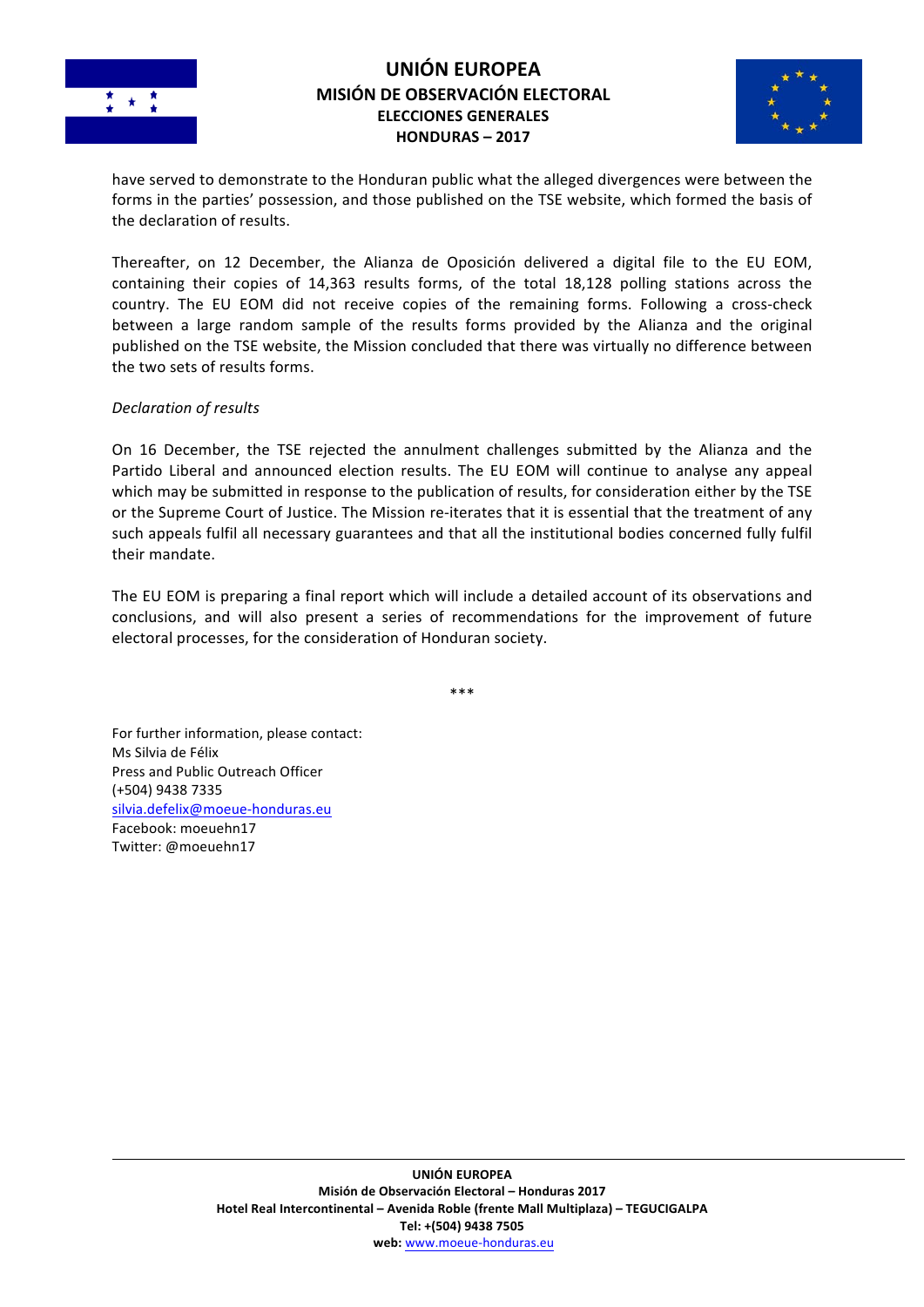have served to demonstrate to the Honduran public what the alleged divergences were between the forms in the parties' possession, and those published on the TSE website, which formed the basis of the declaration of results.

Thereafter, on 12 December, the Alianza de Oposición delivered a digital file to the EU EOM, containing their copies of 14,363 results forms, of the total 18,128 polling stations across the country. The EU EOM did not receive copies of the remaining forms. Following a cross-check between a large random sample of the results forms provided by the Alianza and the original published on the TSE website, the Mission concluded that there was virtually no difference between the two sets of results forms.

*Declaration of results*

On 16 December, the TSE rejected the annulment challenges submitted by the Alianza and the Partido Liberal and announced election results. The EU EOM will continue to analyse any appeal which may be submitted in response to the publication of results, for consideration either by the TSE or the Supreme Court of Justice. The Mission re-iterates that it is essential that the treatment of any such appeals fulfil all necessary guarantees and that all the institutional bodies concerned fully fulfil their mandate.

The EU EOM is preparing a final report which will include a detailed account of its observations and conclusions, and will also present a series of recommendations for the improvement of future electoral processes, for the consideration of Honduran society.

***

For further information, please contact:
Ms Silvia de Félix
Press and Public Outreach Officer
(+504) 9438 7335
silvia.defelix@moeue-honduras.eu
Facebook: moeuehn17
Twitter: @moeuehn17